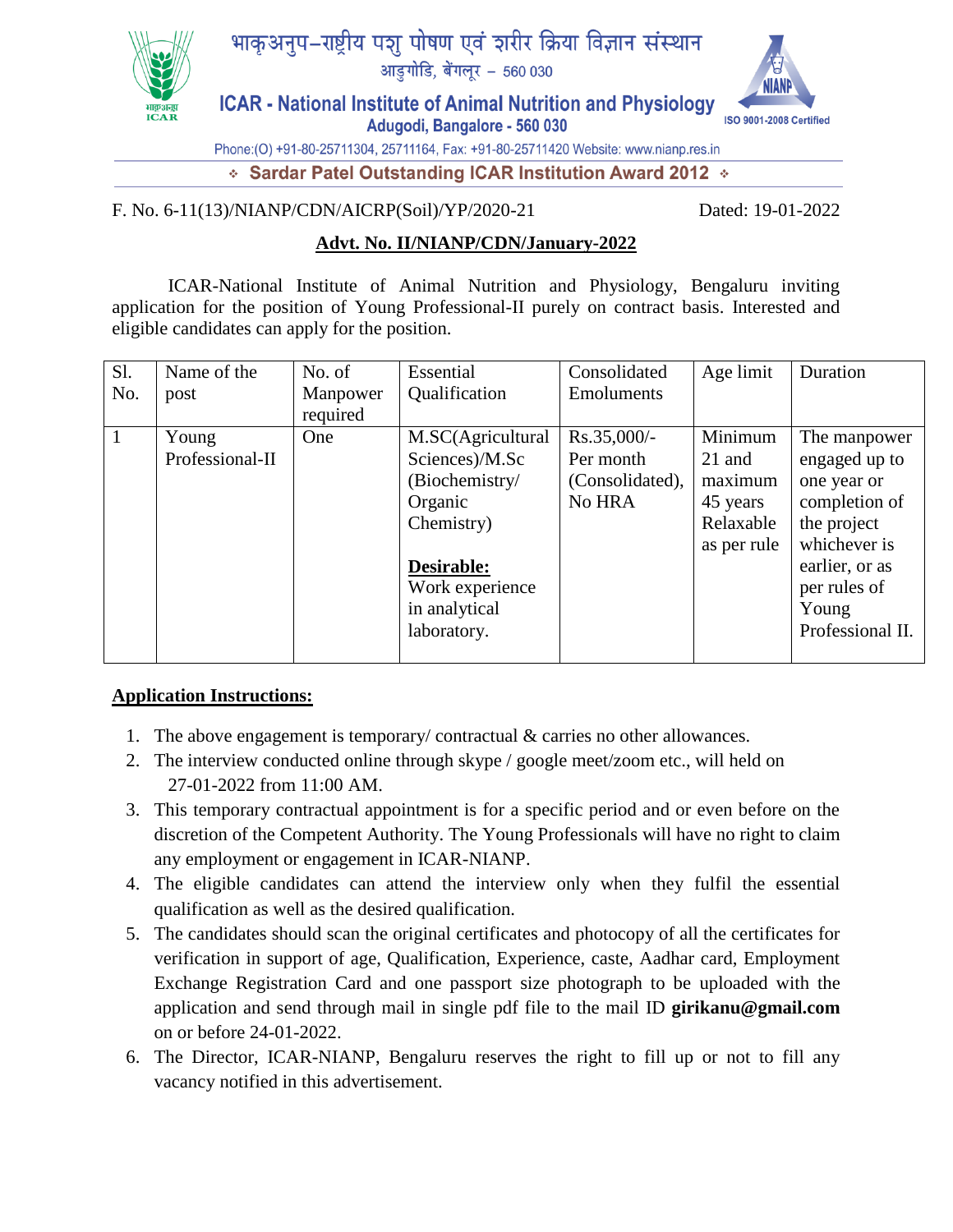भाकृअनुप–राष्ट्रीय पशु पोषण एवं शरीर क्रिया विज्ञान संस्थान

आडुगोडि, बेंगलूर – 560 030

**ICAR - National Institute of Animal Nutrition and Physiology**

Adugodi, Bangalore - 560 030

ISO 9001-2008 Certified

Phone:(O) +91-80-25711304, 25711164, Fax: +91-80-25711420 Website: www.nianp.res.in

❖ **Sardar Patel Outstanding ICAR Institution Award 2012** ❖

F. No. 6-11(13)/NIANP/CDN/AICRP(Soil)/YP/2020-21 Dated: 19-01-2022

**Advt. No. II/NIANP/CDN/January-2022**

ICAR-National Institute of Animal Nutrition and Physiology, Bengaluru inviting application for the position of Young Professional-II purely on contract basis. Interested and eligible candidates can apply for the position.

| Sl. No. | Name of the post | No. of Manpower required | Essential Qualification | Consolidated Emoluments | Age limit | Duration |
|---|---|---|---|---|---|---|
| 1 | Young Professional-II | One | M.SC(Agricultural Sciences)/M.Sc (Biochemistry/ Organic Chemistry)<br><br>**Desirable:** Work experience in analytical laboratory. | Rs.35,000/- Per month (Consolidated), No HRA | Minimum 21 and maximum 45 years Relaxable as per rule | The manpower engaged up to one year or completion of the project whichever is earlier, or as per rules of Young Professional II. |

**Application Instructions:**

1. The above engagement is temporary/ contractual & carries no other allowances.
2. The interview conducted online through skype / google meet/zoom etc., will held on 27-01-2022 from 11:00 AM.
3. This temporary contractual appointment is for a specific period and or even before on the discretion of the Competent Authority. The Young Professionals will have no right to claim any employment or engagement in ICAR-NIANP.
4. The eligible candidates can attend the interview only when they fulfil the essential qualification as well as the desired qualification.
5. The candidates should scan the original certificates and photocopy of all the certificates for verification in support of age, Qualification, Experience, caste, Aadhar card, Employment Exchange Registration Card and one passport size photograph to be uploaded with the application and send through mail in single pdf file to the mail ID **girikanu@gmail.com** on or before 24-01-2022.
6. The Director, ICAR-NIANP, Bengaluru reserves the right to fill up or not to fill any vacancy notified in this advertisement.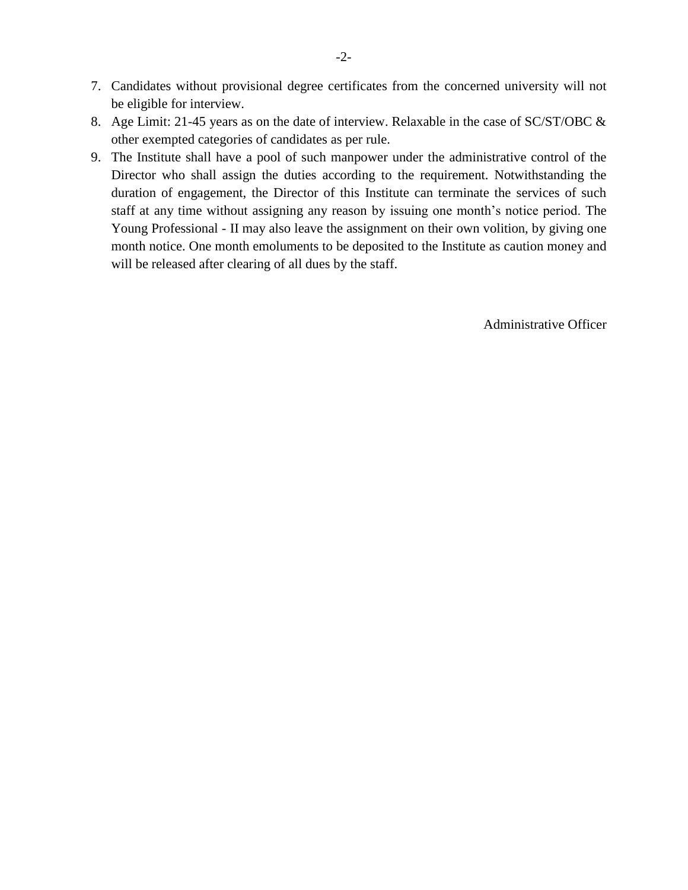7. Candidates without provisional degree certificates from the concerned university will not be eligible for interview.
8. Age Limit: 21-45 years as on the date of interview. Relaxable in the case of SC/ST/OBC & other exempted categories of candidates as per rule.
9. The Institute shall have a pool of such manpower under the administrative control of the Director who shall assign the duties according to the requirement. Notwithstanding the duration of engagement, the Director of this Institute can terminate the services of such staff at any time without assigning any reason by issuing one month's notice period. The Young Professional - II may also leave the assignment on their own volition, by giving one month notice. One month emoluments to be deposited to the Institute as caution money and will be released after clearing of all dues by the staff.

Administrative Officer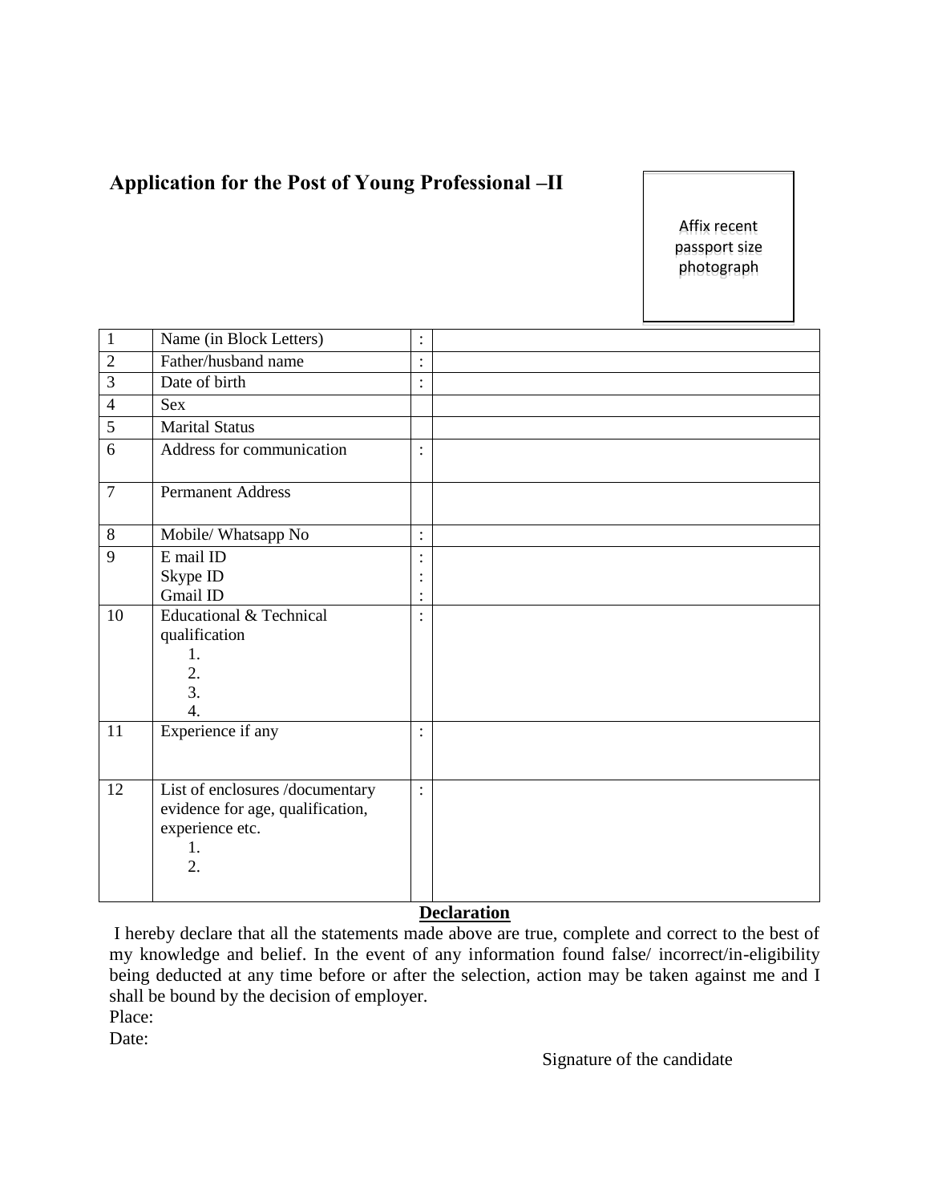## Application for the Post of Young Professional –II

Affix recent passport size photograph

| | | | |
|---|---|---|---|
| 1 | Name (in Block Letters) | : | |
| 2 | Father/husband name | : | |
| 3 | Date of birth | : | |
| 4 | Sex | | |
| 5 | Marital Status | | |
| 6 | Address for communication | : | |
| 7 | Permanent Address | | |
| 8 | Mobile/ Whatsapp No | : | |
| 9 | E mail ID<br>Skype ID<br>Gmail ID | :<br>:<br>: | |
| 10 | Educational & Technical qualification<br>1.<br>2.<br>3.<br>4. | : | |
| 11 | Experience if any | : | |
| 12 | List of enclosures /documentary evidence for age, qualification, experience etc.<br>1.<br>2. | : | |

**Declaration**

I hereby declare that all the statements made above are true, complete and correct to the best of my knowledge and belief. In the event of any information found false/ incorrect/in-eligibility being deducted at any time before or after the selection, action may be taken against me and I shall be bound by the decision of employer.

Place:

Date:

Signature of the candidate